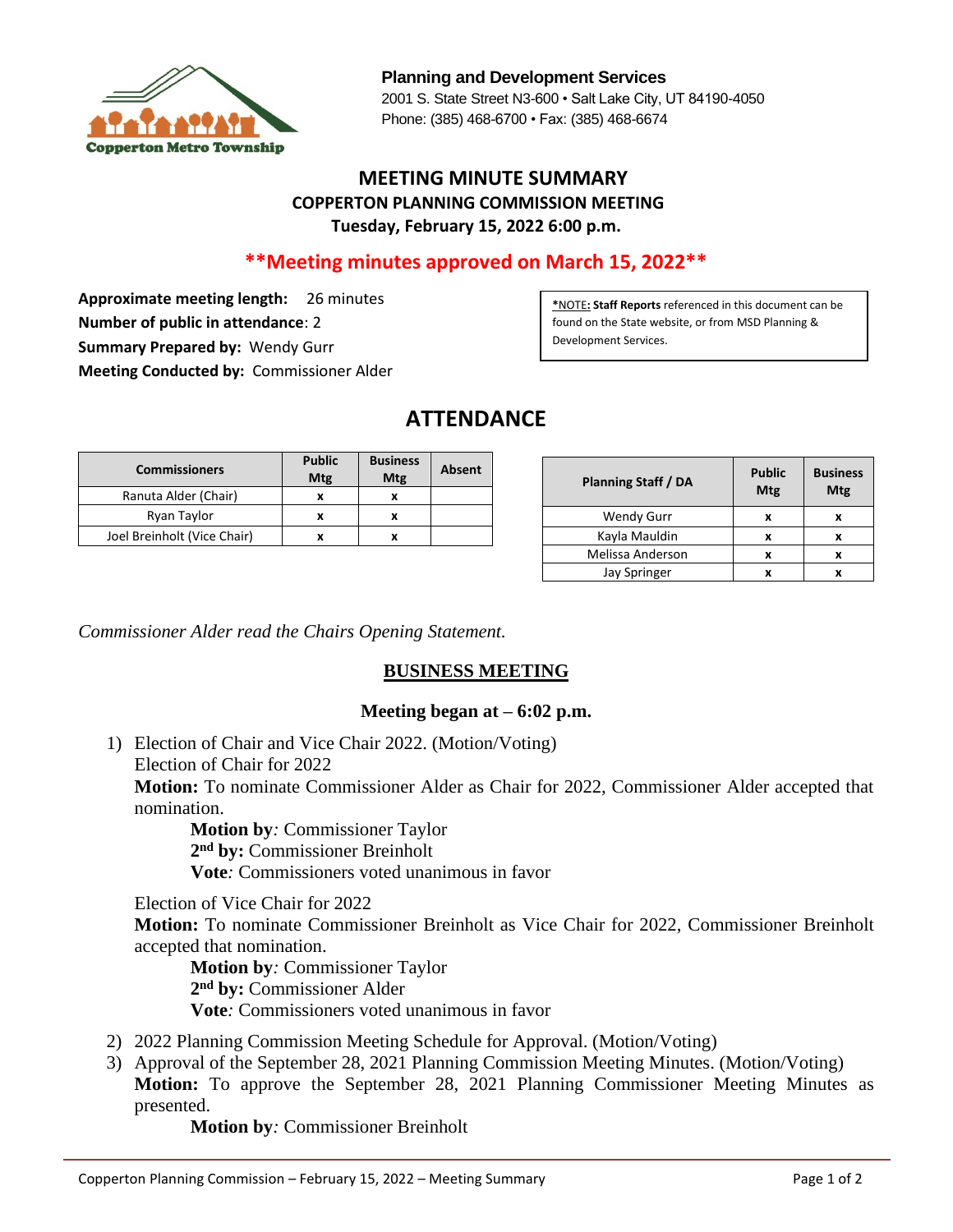**Planning and Development Services**
2001 S. State Street N3-600 • Salt Lake City, UT 84190-4050
Phone: (385) 468-6700 • Fax: (385) 468-6674

Copperton Metro Township

# MEETING MINUTE SUMMARY
## COPPERTON PLANNING COMMISSION MEETING
### Tuesday, February 15, 2022 6:00 p.m.

**\*\*Meeting minutes approved on March 15, 2022\*\***

**Approximate meeting length:** 26 minutes
**Number of public in attendance**: 2
**Summary Prepared by:** Wendy Gurr
**Meeting Conducted by:** Commissioner Alder

*NOTE: **Staff Reports** referenced in this document can be found on the State website, or from MSD Planning & Development Services.

## ATTENDANCE

| Commissioners | Public Mtg | Business Mtg | Absent |
|---|---|---|---|
| Ranuta Alder (Chair) | x | x | |
| Ryan Taylor | x | x | |
| Joel Breinholt (Vice Chair) | x | x | |

| Planning Staff / DA | Public Mtg | Business Mtg |
|---|---|---|
| Wendy Gurr | x | x |
| Kayla Mauldin | x | x |
| Melissa Anderson | x | x |
| Jay Springer | x | x |

*Commissioner Alder read the Chairs Opening Statement.*

## BUSINESS MEETING

**Meeting began at – 6:02 p.m.**

1) Election of Chair and Vice Chair 2022. (Motion/Voting)
   Election of Chair for 2022
   **Motion:** To nominate Commissioner Alder as Chair for 2022, Commissioner Alder accepted that nomination.
   **Motion by***:* Commissioner Taylor
   **2nd by:** Commissioner Breinholt
   **Vote***:* Commissioners voted unanimous in favor

   Election of Vice Chair for 2022
   **Motion:** To nominate Commissioner Breinholt as Vice Chair for 2022, Commissioner Breinholt accepted that nomination.
   **Motion by***:* Commissioner Taylor
   **2nd by:** Commissioner Alder
   **Vote***:* Commissioners voted unanimous in favor

2) 2022 Planning Commission Meeting Schedule for Approval. (Motion/Voting)
3) Approval of the September 28, 2021 Planning Commission Meeting Minutes. (Motion/Voting)
   **Motion:** To approve the September 28, 2021 Planning Commissioner Meeting Minutes as presented.
   **Motion by***:* Commissioner Breinholt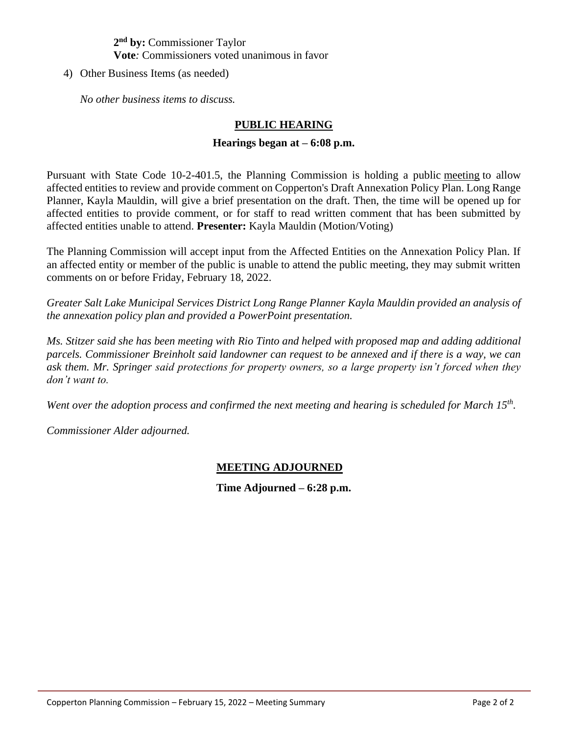**2nd by:** Commissioner Taylor
**Vote***:* Commissioners voted unanimous in favor

4) Other Business Items (as needed)

*No other business items to discuss.*

## PUBLIC HEARING

**Hearings began at – 6:08 p.m.**

Pursuant with State Code 10-2-401.5, the Planning Commission is holding a public meeting to allow affected entities to review and provide comment on Copperton's Draft Annexation Policy Plan. Long Range Planner, Kayla Mauldin, will give a brief presentation on the draft. Then, the time will be opened up for affected entities to provide comment, or for staff to read written comment that has been submitted by affected entities unable to attend. **Presenter:** Kayla Mauldin (Motion/Voting)

The Planning Commission will accept input from the Affected Entities on the Annexation Policy Plan. If an affected entity or member of the public is unable to attend the public meeting, they may submit written comments on or before Friday, February 18, 2022.

*Greater Salt Lake Municipal Services District Long Range Planner Kayla Mauldin provided an analysis of the annexation policy plan and provided a PowerPoint presentation.*

*Ms. Stitzer said she has been meeting with Rio Tinto and helped with proposed map and adding additional parcels. Commissioner Breinholt said landowner can request to be annexed and if there is a way, we can ask them. Mr. Springer said protections for property owners, so a large property isn't forced when they don't want to.*

*Went over the adoption process and confirmed the next meeting and hearing is scheduled for March 15th.*

*Commissioner Alder adjourned.*

## MEETING ADJOURNED

**Time Adjourned – 6:28 p.m.**